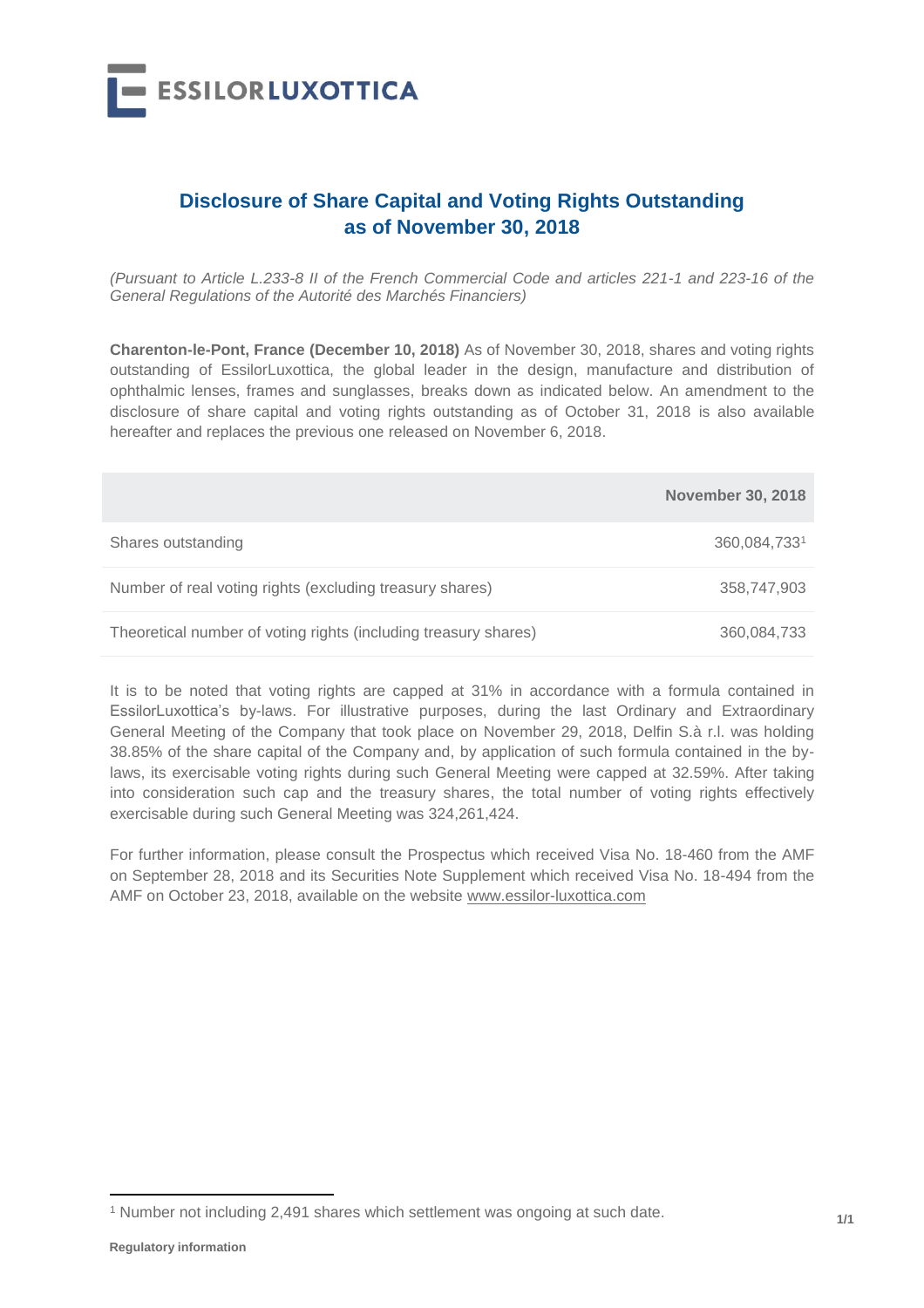# Disclosure of Share Capital and Voting Rights Outstanding as of November 30, 2018

*(Pursuant to Article L.233-8 II of the French Commercial Code and articles 221-1 and 223-16 of the General Regulations of the Autorité des Marchés Financiers)*

**Charenton-le-Pont, France (December 10, 2018)** As of November 30, 2018, shares and voting rights outstanding of EssilorLuxottica, the global leader in the design, manufacture and distribution of ophthalmic lenses, frames and sunglasses, breaks down as indicated below. An amendment to the disclosure of share capital and voting rights outstanding as of October 31, 2018 is also available hereafter and replaces the previous one released on November 6, 2018.

| | **November 30, 2018** |
|---|---|
| Shares outstanding | 360,084,733[1] |
| Number of real voting rights (excluding treasury shares) | 358,747,903 |
| Theoretical number of voting rights (including treasury shares) | 360,084,733 |

It is to be noted that voting rights are capped at 31% in accordance with a formula contained in EssilorLuxottica's by-laws. For illustrative purposes, during the last Ordinary and Extraordinary General Meeting of the Company that took place on November 29, 2018, Delfin S.à r.l. was holding 38.85% of the share capital of the Company and, by application of such formula contained in the by-laws, its exercisable voting rights during such General Meeting were capped at 32.59%. After taking into consideration such cap and the treasury shares, the total number of voting rights effectively exercisable during such General Meeting was 324,261,424.

For further information, please consult the Prospectus which received Visa No. 18-460 from the AMF on September 28, 2018 and its Securities Note Supplement which received Visa No. 18-494 from the AMF on October 23, 2018, available on the website www.essilor-luxottica.com

[1] Number not including 2,491 shares which settlement was ongoing at such date.

**Regulatory information**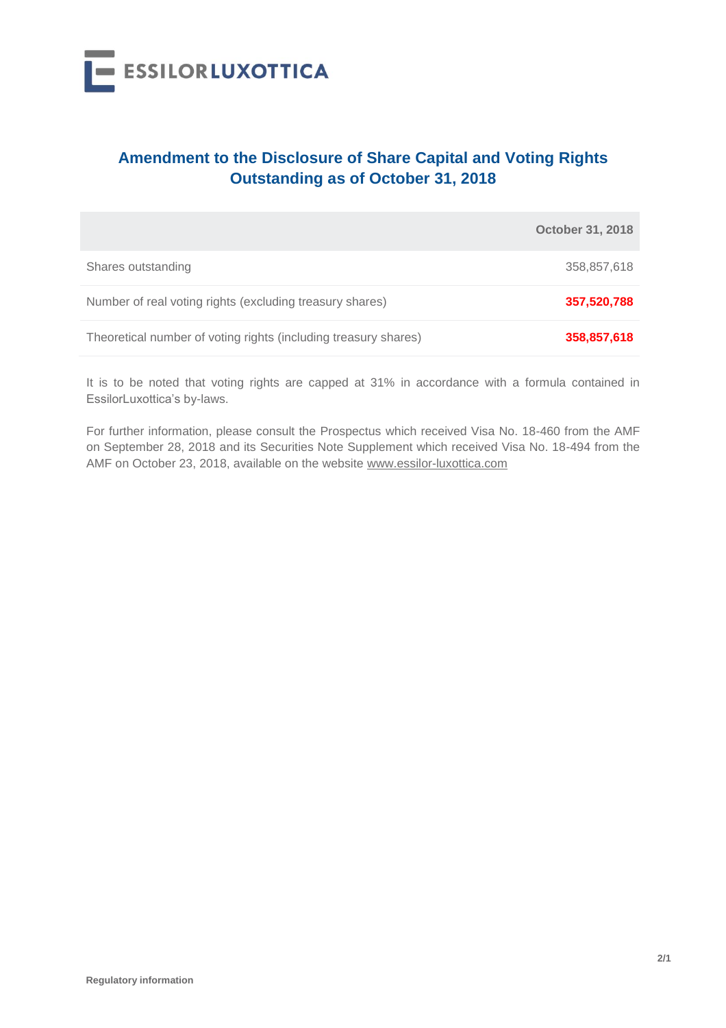# Amendment to the Disclosure of Share Capital and Voting Rights Outstanding as of October 31, 2018

| | October 31, 2018 |
|---|---|
| Shares outstanding | 358,857,618 |
| Number of real voting rights (excluding treasury shares) | **357,520,788** |
| Theoretical number of voting rights (including treasury shares) | **358,857,618** |

It is to be noted that voting rights are capped at 31% in accordance with a formula contained in EssilorLuxottica's by-laws.

For further information, please consult the Prospectus which received Visa No. 18-460 from the AMF on September 28, 2018 and its Securities Note Supplement which received Visa No. 18-494 from the AMF on October 23, 2018, available on the website www.essilor-luxottica.com

Regulatory information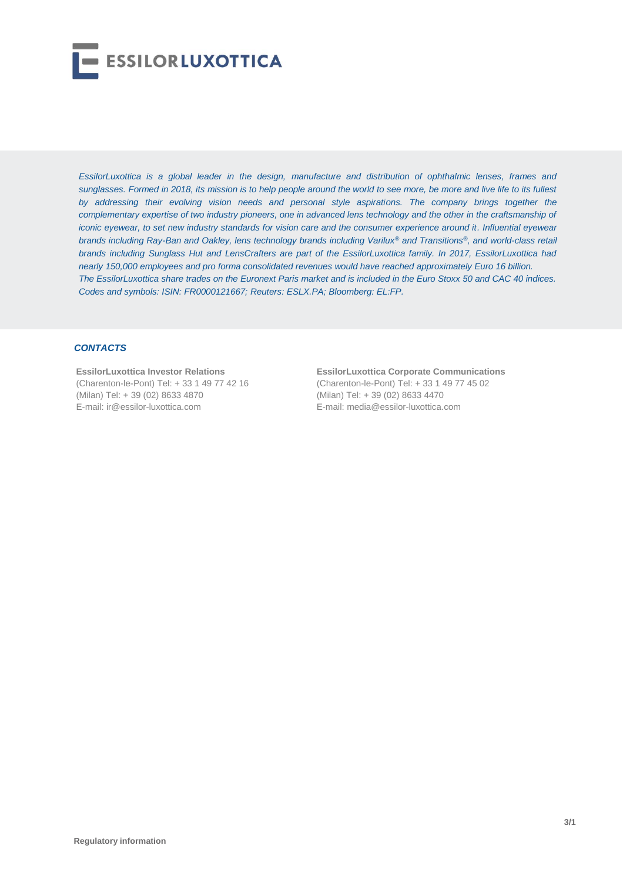*EssilorLuxottica is a global leader in the design, manufacture and distribution of ophthalmic lenses, frames and sunglasses. Formed in 2018, its mission is to help people around the world to see more, be more and live life to its fullest by addressing their evolving vision needs and personal style aspirations. The company brings together the complementary expertise of two industry pioneers, one in advanced lens technology and the other in the craftsmanship of iconic eyewear, to set new industry standards for vision care and the consumer experience around it. Influential eyewear brands including Ray-Ban and Oakley, lens technology brands including Varilux® and Transitions®, and world-class retail brands including Sunglass Hut and LensCrafters are part of the EssilorLuxottica family. In 2017, EssilorLuxottica had nearly 150,000 employees and pro forma consolidated revenues would have reached approximately Euro 16 billion.*
*The EssilorLuxottica share trades on the Euronext Paris market and is included in the Euro Stoxx 50 and CAC 40 indices. Codes and symbols: ISIN: FR0000121667; Reuters: ESLX.PA; Bloomberg: EL:FP.*

***CONTACTS***

**EssilorLuxottica Investor Relations**
(Charenton-le-Pont) Tel: + 33 1 49 77 42 16
(Milan) Tel: + 39 (02) 8633 4870
E-mail: ir@essilor-luxottica.com

**EssilorLuxottica Corporate Communications**
(Charenton-le-Pont) Tel: + 33 1 49 77 45 02
(Milan) Tel: + 39 (02) 8633 4470
E-mail: media@essilor-luxottica.com

**Regulatory information**